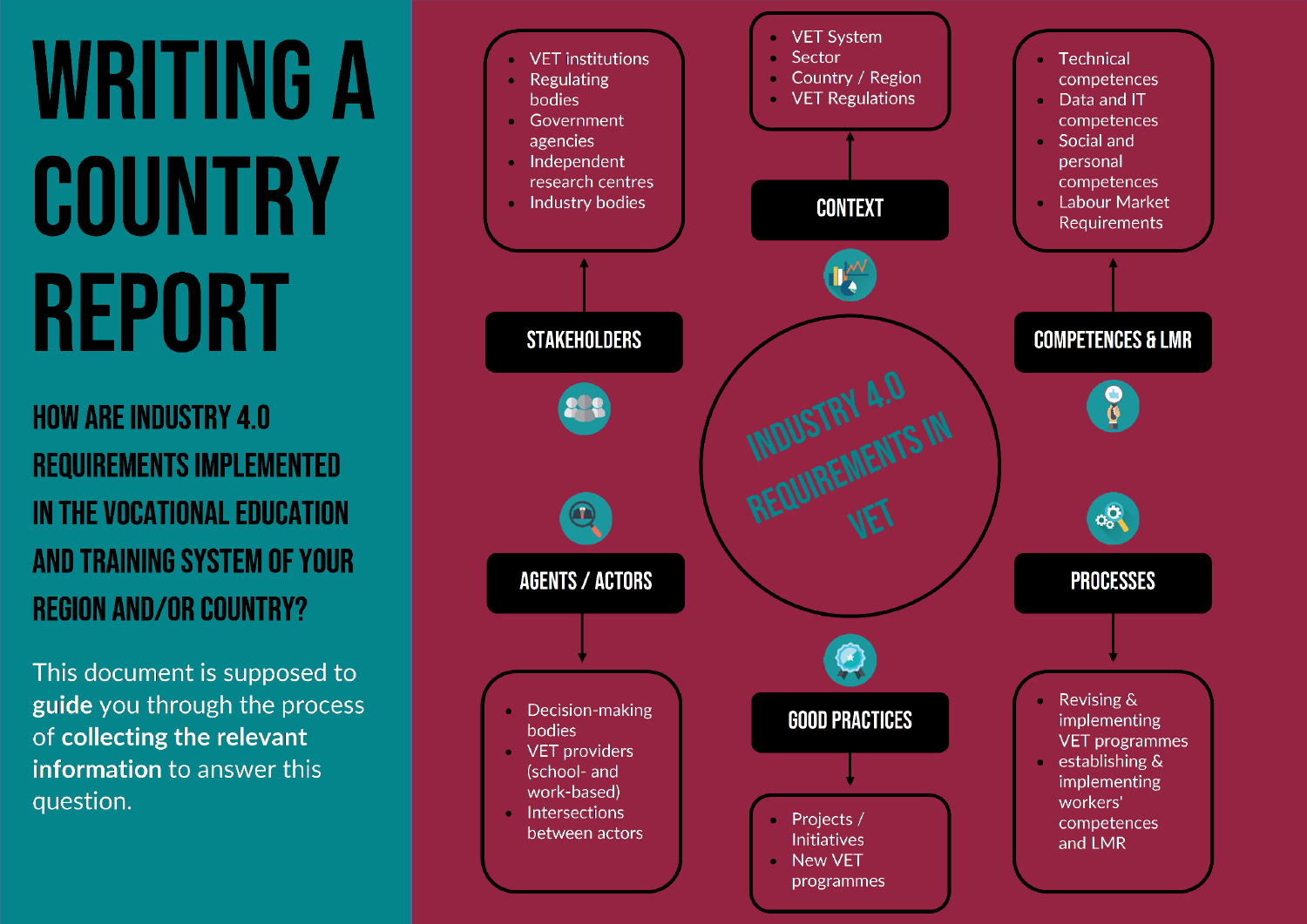# WRITING A COUNTRY REPORT

## HOW ARE INDUSTRY 4.0 REQUIREMENTS IMPLEMENTED IN THE VOCATIONAL EDUCATION AND TRAINING SYSTEM OF YOUR REGION AND/OR COUNTRY?

This document is supposed to **guide** you through the process of **collecting the relevant information** to answer this question.

### INDUSTRY 4.0 REQUIREMENTS IN VET

#### CONTEXT

- VET System
- Sector
- Country / Region
- VET Regulations

#### STAKEHOLDERS

- VET institutions
- Regulating bodies
- Government agencies
- Independent research centres
- Industry bodies

#### COMPETENCES & LMR

- Technical competences
- Data and IT competences
- Social and personal competences
- Labour Market Requirements

#### AGENTS / ACTORS

- Decision-making bodies
- VET providers (school- and work-based)
- Intersections between actors

#### GOOD PRACTICES

- Projects / Initiatives
- New VET programmes

#### PROCESSES

- Revising & implementing VET programmes
- establishing & implementing workers' competences and LMR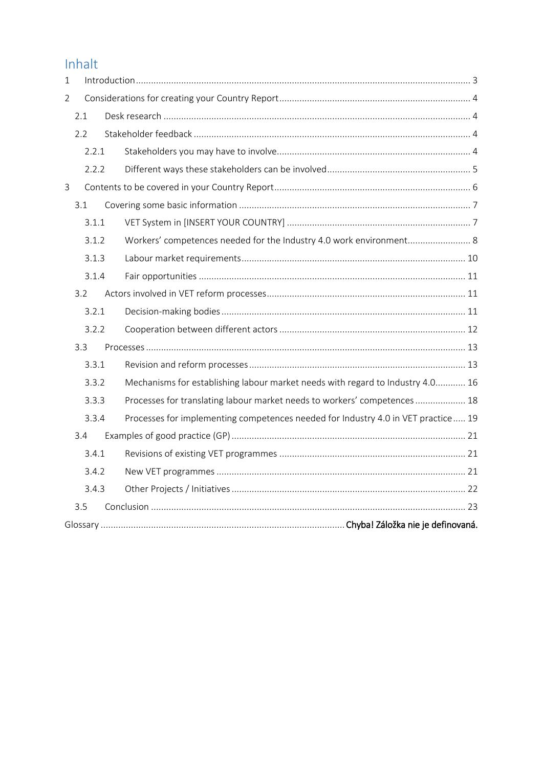# Inhalt

1 Introduction .................................................................................................... 3

2 Considerations for creating your Country Report ........................................................ 4

2.1 Desk research ............................................................................................ 4

2.2 Stakeholder feedback ................................................................................... 4

2.2.1 Stakeholders you may have to involve ......................................................... 4

2.2.2 Different ways these stakeholders can be involved ........................................ 5

3 Contents to be covered in your Country Report ........................................................ 6

3.1 Covering some basic information ..................................................................... 7

3.1.1 VET System in [INSERT YOUR COUNTRY] .................................................... 7

3.1.2 Workers' competences needed for the Industry 4.0 work environment ................. 8

3.1.3 Labour market requirements ...................................................................... 10

3.1.4 Fair opportunities ................................................................................... 11

3.2 Actors involved in VET reform processes ......................................................... 11

3.2.1 Decision-making bodies ........................................................................... 11

3.2.2 Cooperation between different actors ........................................................ 12

3.3 Processes ................................................................................................. 13

3.3.1 Revision and reform processes ................................................................. 13

3.3.2 Mechanisms for establishing labour market needs with regard to Industry 4.0 ........... 16

3.3.3 Processes for translating labour market needs to workers' competences .................. 18

3.3.4 Processes for implementing competences needed for Industry 4.0 in VET practice ..... 19

3.4 Examples of good practice (GP) ..................................................................... 21

3.4.1 Revisions of existing VET programmes ........................................................ 21

3.4.2 New VET programmes ............................................................................. 21

3.4.3 Other Projects / Initiatives ....................................................................... 22

3.5 Conclusion ............................................................................................... 23

Glossary ........................................................................ **Chyba! Záložka nie je definovaná.**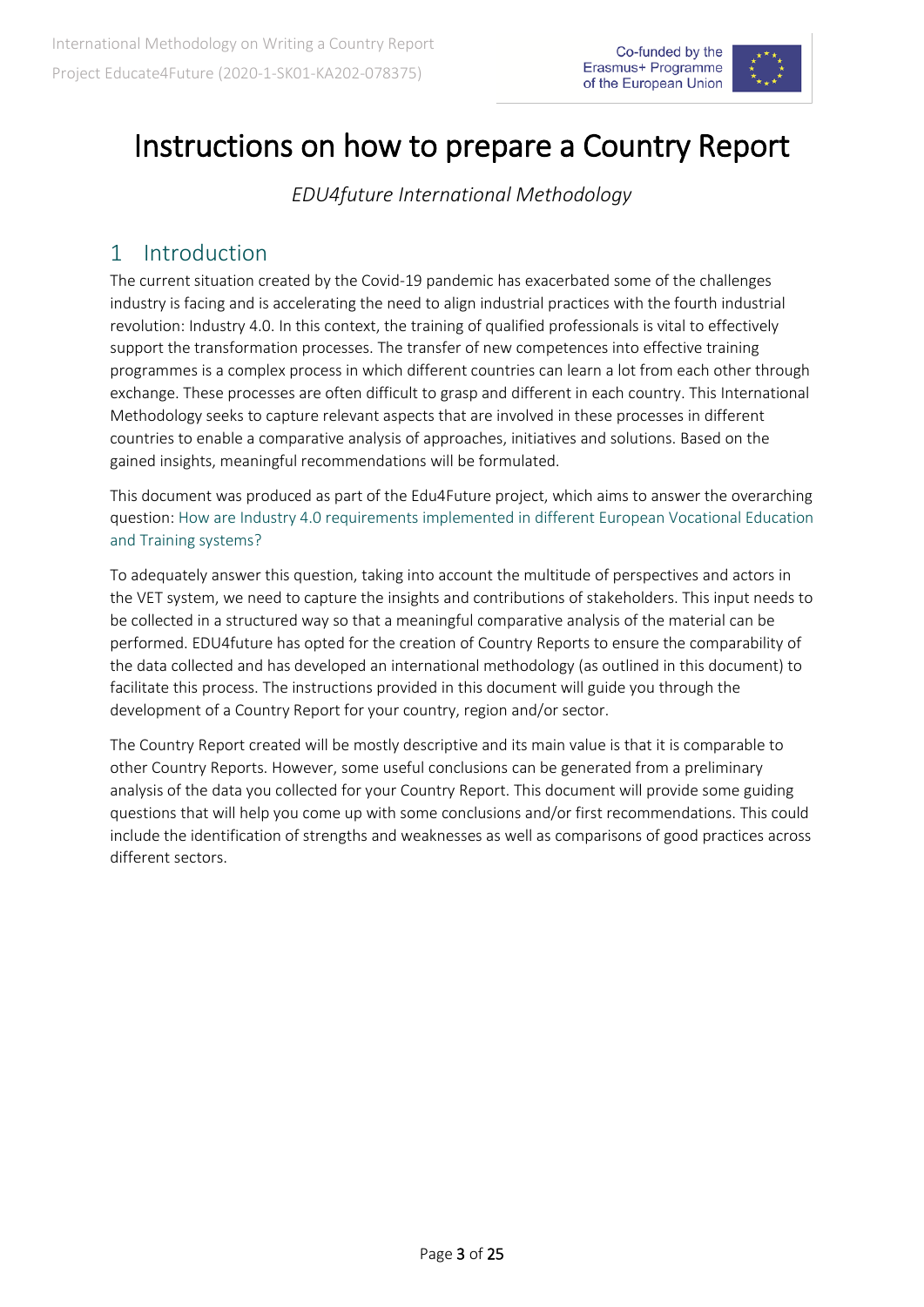# Instructions on how to prepare a Country Report

*EDU4future International Methodology*

## 1 Introduction

The current situation created by the Covid-19 pandemic has exacerbated some of the challenges industry is facing and is accelerating the need to align industrial practices with the fourth industrial revolution: Industry 4.0. In this context, the training of qualified professionals is vital to effectively support the transformation processes. The transfer of new competences into effective training programmes is a complex process in which different countries can learn a lot from each other through exchange. These processes are often difficult to grasp and different in each country. This International Methodology seeks to capture relevant aspects that are involved in these processes in different countries to enable a comparative analysis of approaches, initiatives and solutions. Based on the gained insights, meaningful recommendations will be formulated.

This document was produced as part of the Edu4Future project, which aims to answer the overarching question: How are Industry 4.0 requirements implemented in different European Vocational Education and Training systems?

To adequately answer this question, taking into account the multitude of perspectives and actors in the VET system, we need to capture the insights and contributions of stakeholders. This input needs to be collected in a structured way so that a meaningful comparative analysis of the material can be performed. EDU4future has opted for the creation of Country Reports to ensure the comparability of the data collected and has developed an international methodology (as outlined in this document) to facilitate this process. The instructions provided in this document will guide you through the development of a Country Report for your country, region and/or sector.

The Country Report created will be mostly descriptive and its main value is that it is comparable to other Country Reports. However, some useful conclusions can be generated from a preliminary analysis of the data you collected for your Country Report. This document will provide some guiding questions that will help you come up with some conclusions and/or first recommendations. This could include the identification of strengths and weaknesses as well as comparisons of good practices across different sectors.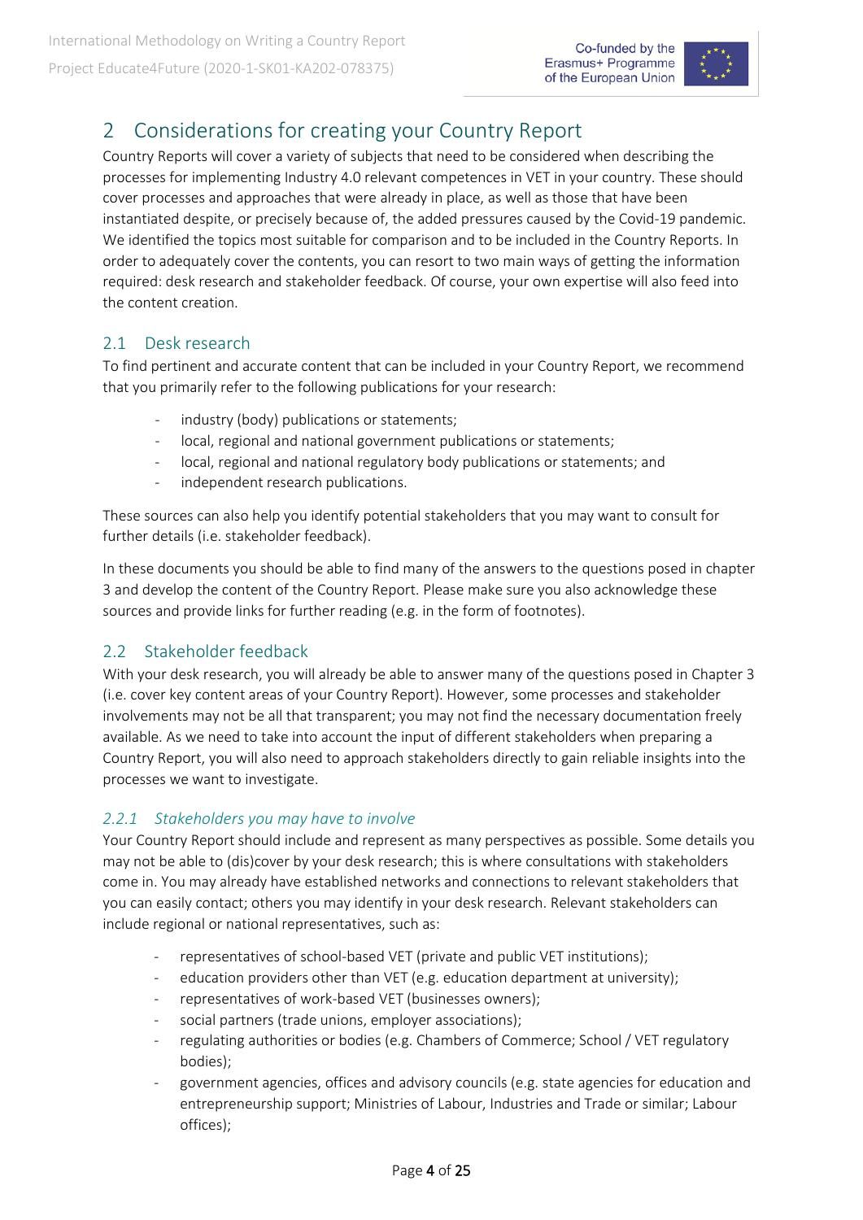# 2 Considerations for creating your Country Report

Country Reports will cover a variety of subjects that need to be considered when describing the processes for implementing Industry 4.0 relevant competences in VET in your country. These should cover processes and approaches that were already in place, as well as those that have been instantiated despite, or precisely because of, the added pressures caused by the Covid-19 pandemic. We identified the topics most suitable for comparison and to be included in the Country Reports. In order to adequately cover the contents, you can resort to two main ways of getting the information required: desk research and stakeholder feedback. Of course, your own expertise will also feed into the content creation.

## 2.1 Desk research

To find pertinent and accurate content that can be included in your Country Report, we recommend that you primarily refer to the following publications for your research:

- industry (body) publications or statements;
- local, regional and national government publications or statements;
- local, regional and national regulatory body publications or statements; and
- independent research publications.

These sources can also help you identify potential stakeholders that you may want to consult for further details (i.e. stakeholder feedback).

In these documents you should be able to find many of the answers to the questions posed in chapter 3 and develop the content of the Country Report. Please make sure you also acknowledge these sources and provide links for further reading (e.g. in the form of footnotes).

## 2.2 Stakeholder feedback

With your desk research, you will already be able to answer many of the questions posed in Chapter 3 (i.e. cover key content areas of your Country Report). However, some processes and stakeholder involvements may not be all that transparent; you may not find the necessary documentation freely available. As we need to take into account the input of different stakeholders when preparing a Country Report, you will also need to approach stakeholders directly to gain reliable insights into the processes we want to investigate.

### *2.2.1 Stakeholders you may have to involve*

Your Country Report should include and represent as many perspectives as possible. Some details you may not be able to (dis)cover by your desk research; this is where consultations with stakeholders come in. You may already have established networks and connections to relevant stakeholders that you can easily contact; others you may identify in your desk research. Relevant stakeholders can include regional or national representatives, such as:

- representatives of school-based VET (private and public VET institutions);
- education providers other than VET (e.g. education department at university);
- representatives of work-based VET (businesses owners);
- social partners (trade unions, employer associations);
- regulating authorities or bodies (e.g. Chambers of Commerce; School / VET regulatory bodies);
- government agencies, offices and advisory councils (e.g. state agencies for education and entrepreneurship support; Ministries of Labour, Industries and Trade or similar; Labour offices);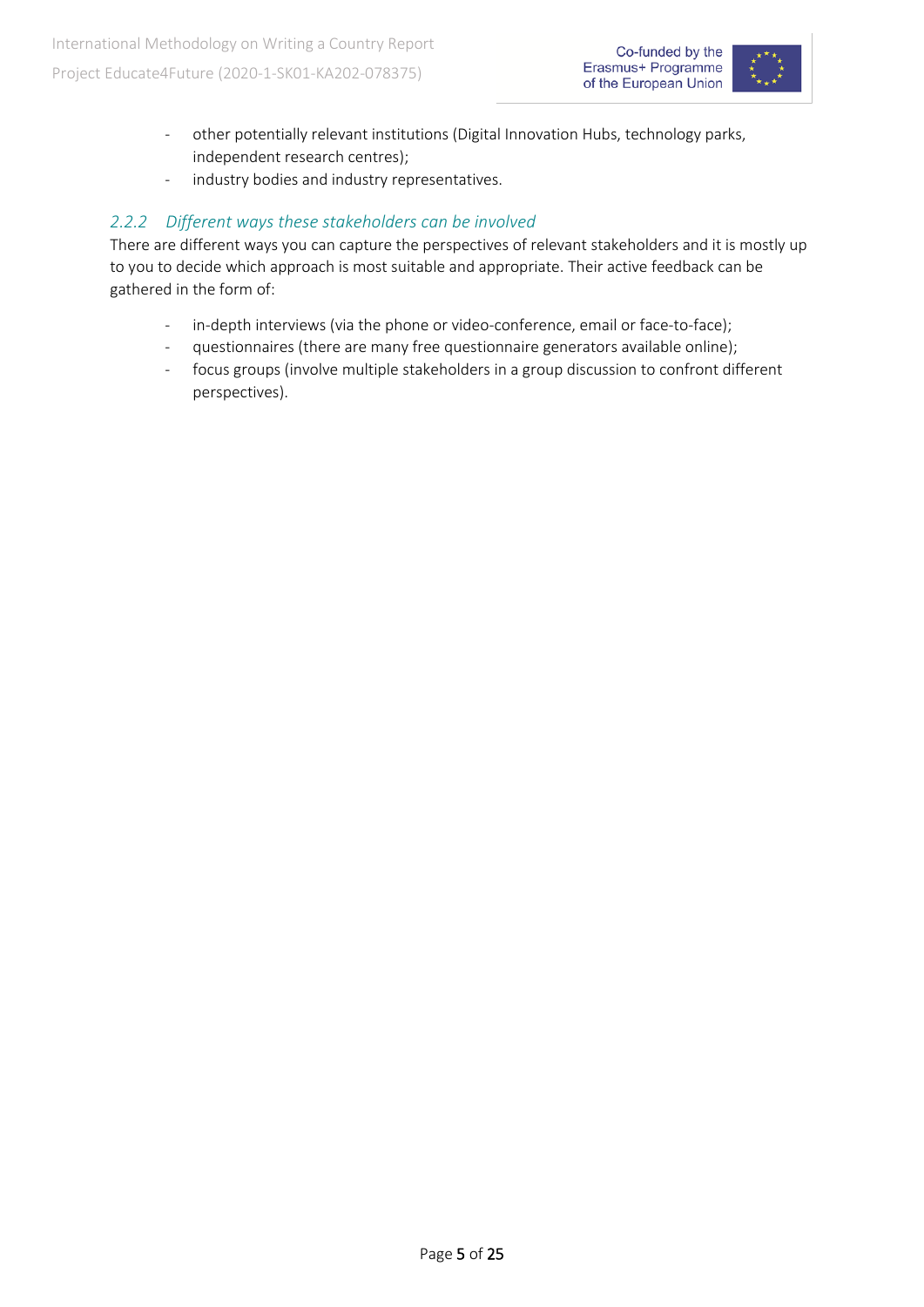- other potentially relevant institutions (Digital Innovation Hubs, technology parks, independent research centres);
- industry bodies and industry representatives.

### *2.2.2 Different ways these stakeholders can be involved*

There are different ways you can capture the perspectives of relevant stakeholders and it is mostly up to you to decide which approach is most suitable and appropriate. Their active feedback can be gathered in the form of:

- in-depth interviews (via the phone or video-conference, email or face-to-face);
- questionnaires (there are many free questionnaire generators available online);
- focus groups (involve multiple stakeholders in a group discussion to confront different perspectives).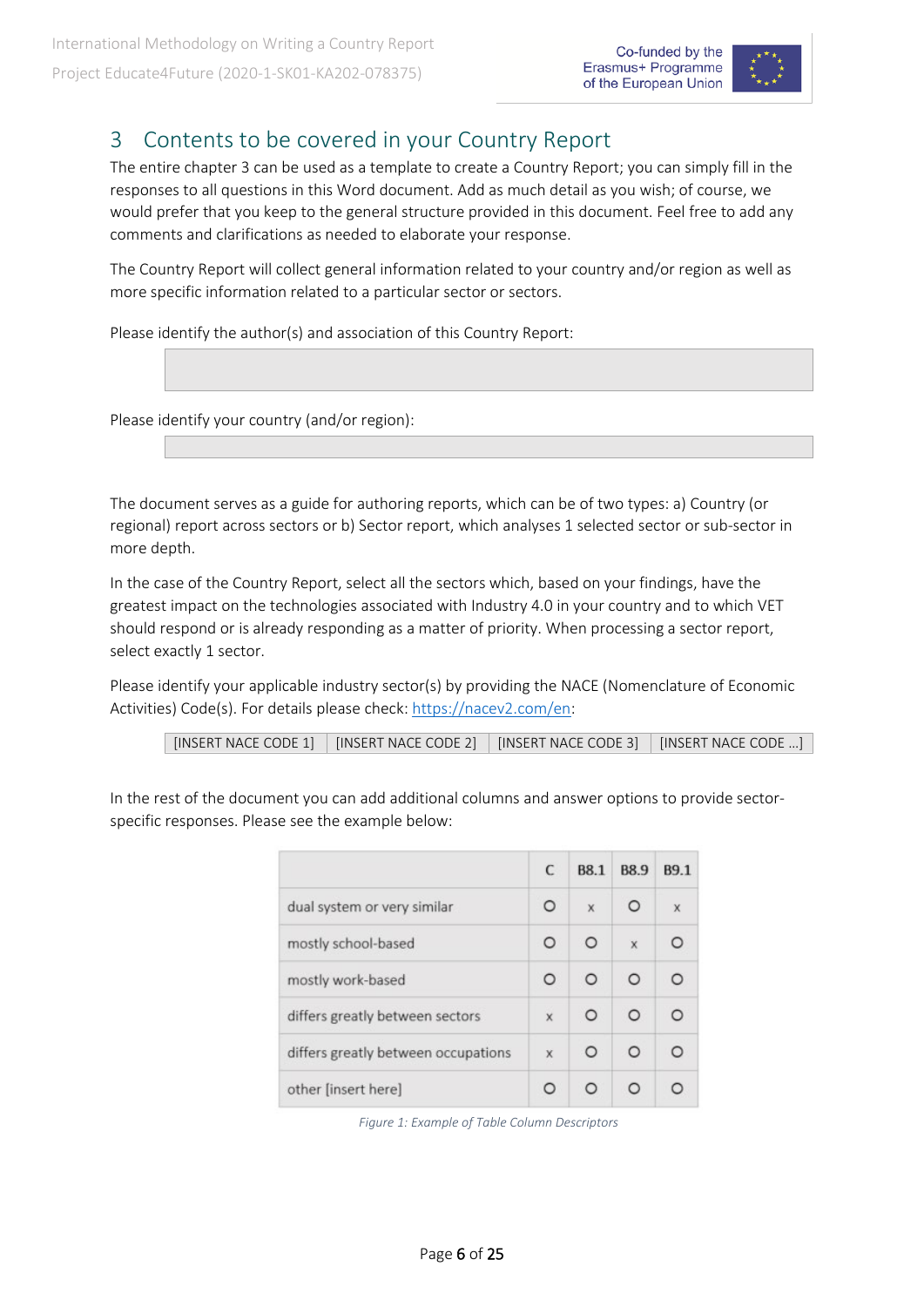# 3 Contents to be covered in your Country Report

The entire chapter 3 can be used as a template to create a Country Report; you can simply fill in the responses to all questions in this Word document. Add as much detail as you wish; of course, we would prefer that you keep to the general structure provided in this document. Feel free to add any comments and clarifications as needed to elaborate your response.

The Country Report will collect general information related to your country and/or region as well as more specific information related to a particular sector or sectors.

Please identify the author(s) and association of this Country Report:

| |
|---|
| |

Please identify your country (and/or region):

| |
|---|
| |

The document serves as a guide for authoring reports, which can be of two types: a) Country (or regional) report across sectors or b) Sector report, which analyses 1 selected sector or sub-sector in more depth.

In the case of the Country Report, select all the sectors which, based on your findings, have the greatest impact on the technologies associated with Industry 4.0 in your country and to which VET should respond or is already responding as a matter of priority. When processing a sector report, select exactly 1 sector.

Please identify your applicable industry sector(s) by providing the NACE (Nomenclature of Economic Activities) Code(s). For details please check: https://nacev2.com/en:

| [INSERT NACE CODE 1] | [INSERT NACE CODE 2] | [INSERT NACE CODE 3] | [INSERT NACE CODE ...] |
|---|---|---|---|

In the rest of the document you can add additional columns and answer options to provide sector-specific responses. Please see the example below:

| | C | B8.1 | B8.9 | B9.1 |
|---|---|---|---|---|
| dual system or very similar | O | x | O | x |
| mostly school-based | O | O | x | O |
| mostly work-based | O | O | O | O |
| differs greatly between sectors | x | O | O | O |
| differs greatly between occupations | x | O | O | O |
| other [insert here] | O | O | O | O |

*Figure 1: Example of Table Column Descriptors*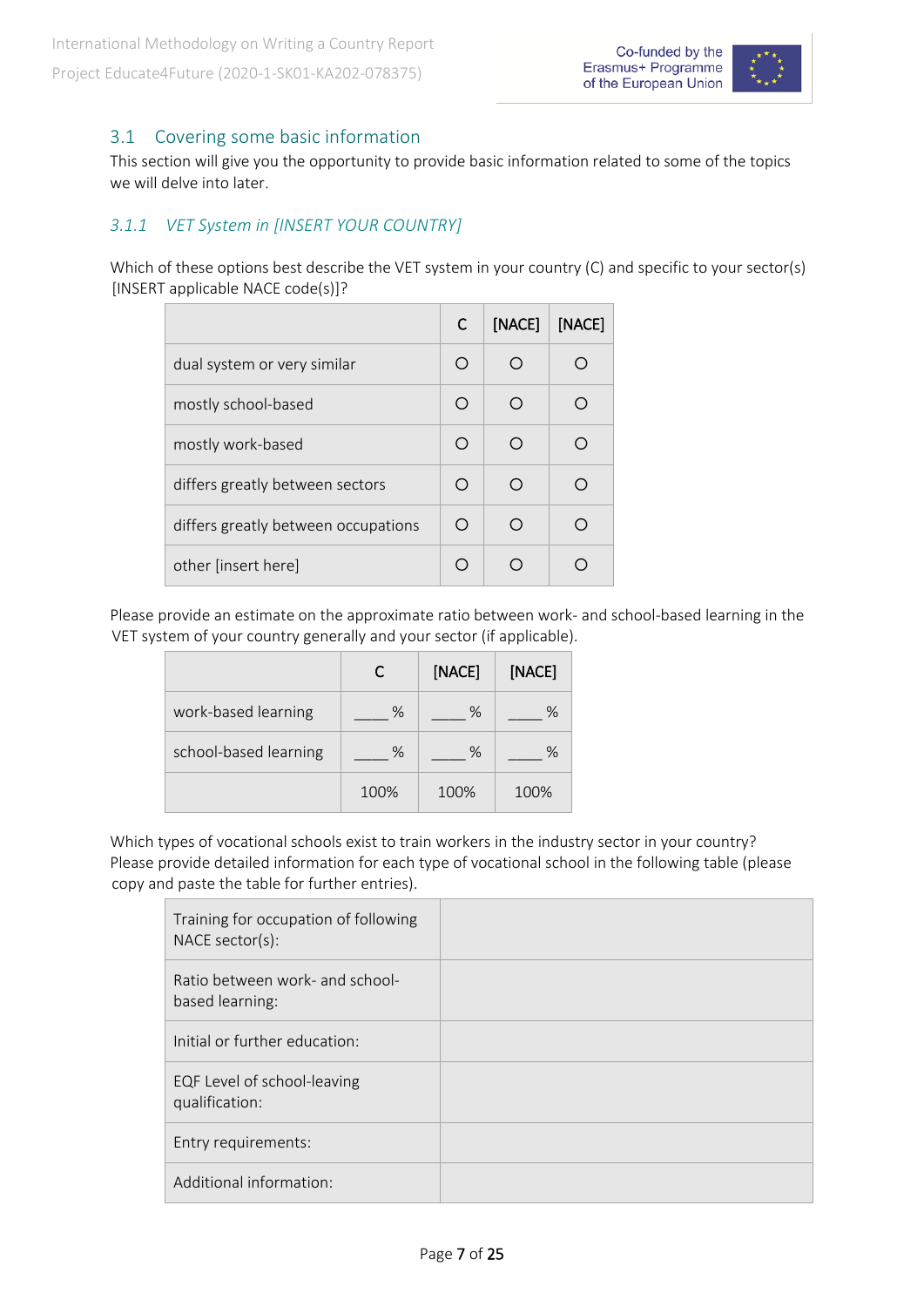## 3.1 Covering some basic information

This section will give you the opportunity to provide basic information related to some of the topics we will delve into later.

### *3.1.1 VET System in [INSERT YOUR COUNTRY]*

Which of these options best describe the VET system in your country (C) and specific to your sector(s) [INSERT applicable NACE code(s)]?

| | C | [NACE] | [NACE] |
|---|---|---|---|
| dual system or very similar | ○ | ○ | ○ |
| mostly school-based | ○ | ○ | ○ |
| mostly work-based | ○ | ○ | ○ |
| differs greatly between sectors | ○ | ○ | ○ |
| differs greatly between occupations | ○ | ○ | ○ |
| other [insert here] | ○ | ○ | ○ |

Please provide an estimate on the approximate ratio between work- and school-based learning in the VET system of your country generally and your sector (if applicable).

| | C | [NACE] | [NACE] |
|---|---|---|---|
| work-based learning | ____ % | ____ % | ____ % |
| school-based learning | ____ % | ____ % | ____ % |
| | 100% | 100% | 100% |

Which types of vocational schools exist to train workers in the industry sector in your country? Please provide detailed information for each type of vocational school in the following table (please copy and paste the table for further entries).

| | |
|---|---|
| Training for occupation of following NACE sector(s): | |
| Ratio between work- and school-based learning: | |
| Initial or further education: | |
| EQF Level of school-leaving qualification: | |
| Entry requirements: | |
| Additional information: | |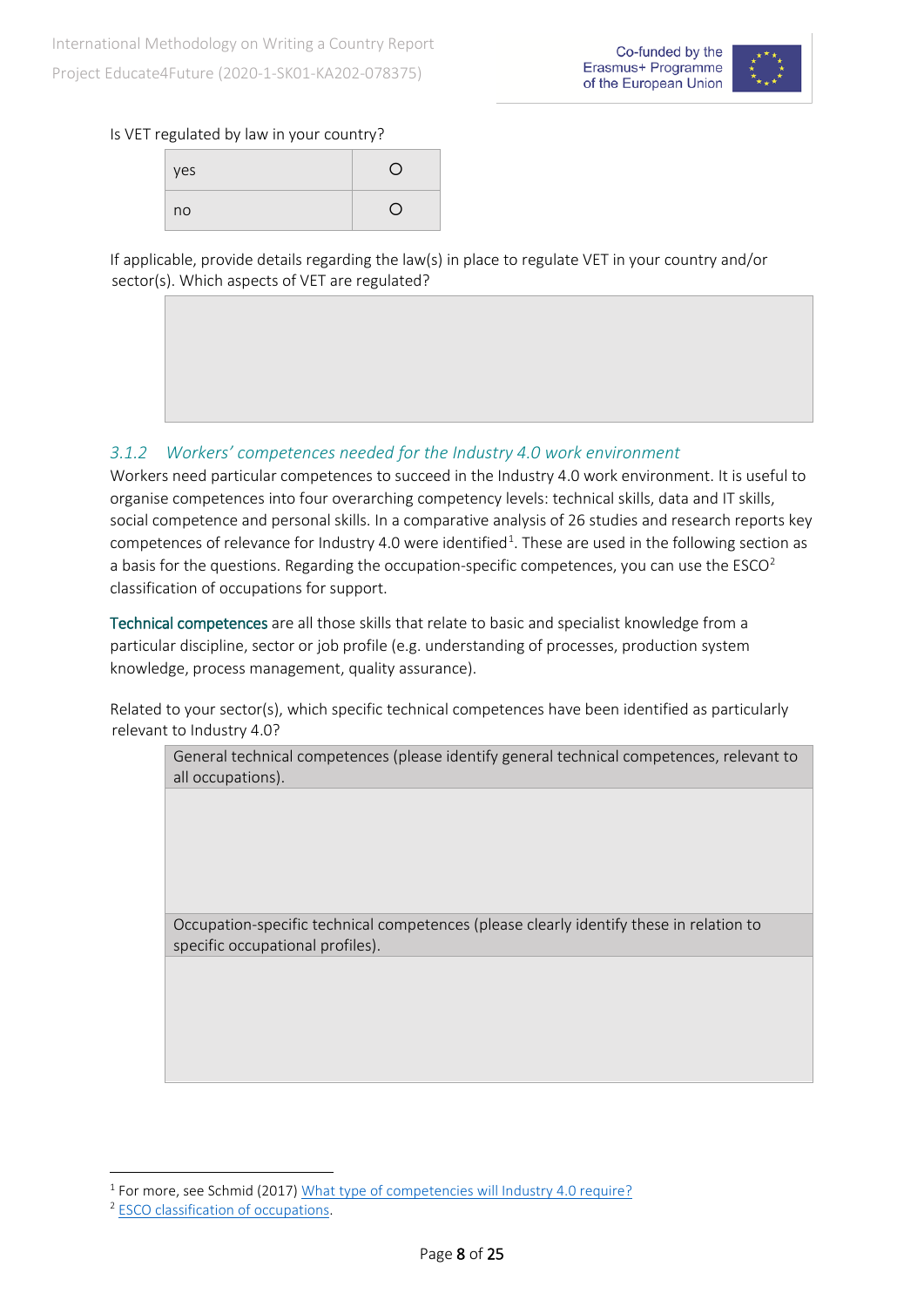Is VET regulated by law in your country?

| yes | ○ |
|---|---|
| no | ○ |

If applicable, provide details regarding the law(s) in place to regulate VET in your country and/or sector(s). Which aspects of VET are regulated?

| |
|---|
| |

### *3.1.2 Workers' competences needed for the Industry 4.0 work environment*

Workers need particular competences to succeed in the Industry 4.0 work environment. It is useful to organise competences into four overarching competency levels: technical skills, data and IT skills, social competence and personal skills. In a comparative analysis of 26 studies and research reports key competences of relevance for Industry 4.0 were identified[1]. These are used in the following section as a basis for the questions. Regarding the occupation-specific competences, you can use the ESCO[2] classification of occupations for support.

Technical competences are all those skills that relate to basic and specialist knowledge from a particular discipline, sector or job profile (e.g. understanding of processes, production system knowledge, process management, quality assurance).

Related to your sector(s), which specific technical competences have been identified as particularly relevant to Industry 4.0?

| General technical competences (please identify general technical competences, relevant to all occupations). |
|---|
| |
| Occupation-specific technical competences (please clearly identify these in relation to specific occupational profiles). |
| |

[1] For more, see Schmid (2017) What type of competencies will Industry 4.0 require?

[2] ESCO classification of occupations.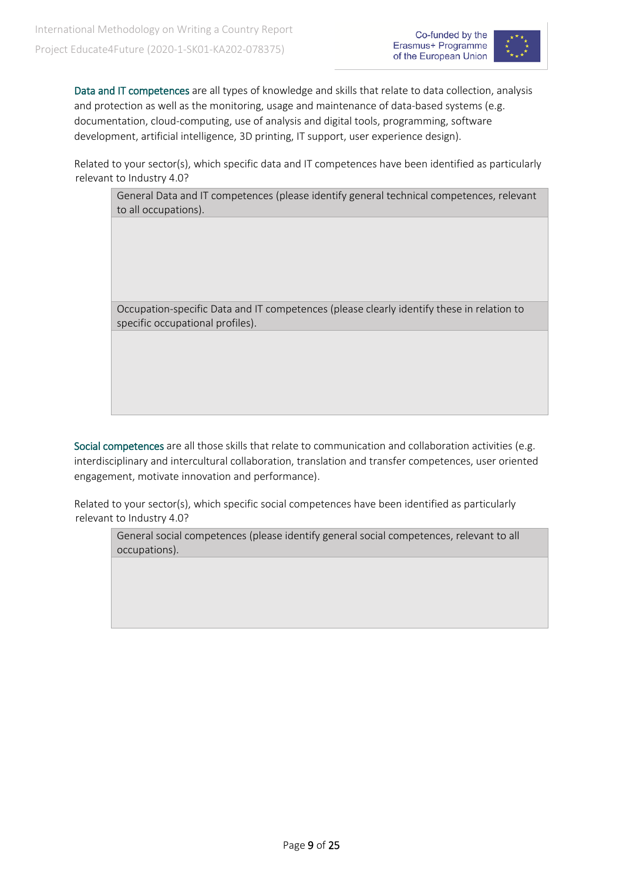**Data and IT competences** are all types of knowledge and skills that relate to data collection, analysis and protection as well as the monitoring, usage and maintenance of data-based systems (e.g. documentation, cloud-computing, use of analysis and digital tools, programming, software development, artificial intelligence, 3D printing, IT support, user experience design).

Related to your sector(s), which specific data and IT competences have been identified as particularly relevant to Industry 4.0?

| General Data and IT competences (please identify general technical competences, relevant to all occupations). |
| --- |
| |
| Occupation-specific Data and IT competences (please clearly identify these in relation to specific occupational profiles). |
| |

**Social competences** are all those skills that relate to communication and collaboration activities (e.g. interdisciplinary and intercultural collaboration, translation and transfer competences, user oriented engagement, motivate innovation and performance).

Related to your sector(s), which specific social competences have been identified as particularly relevant to Industry 4.0?

| General social competences (please identify general social competences, relevant to all occupations). |
| --- |
| |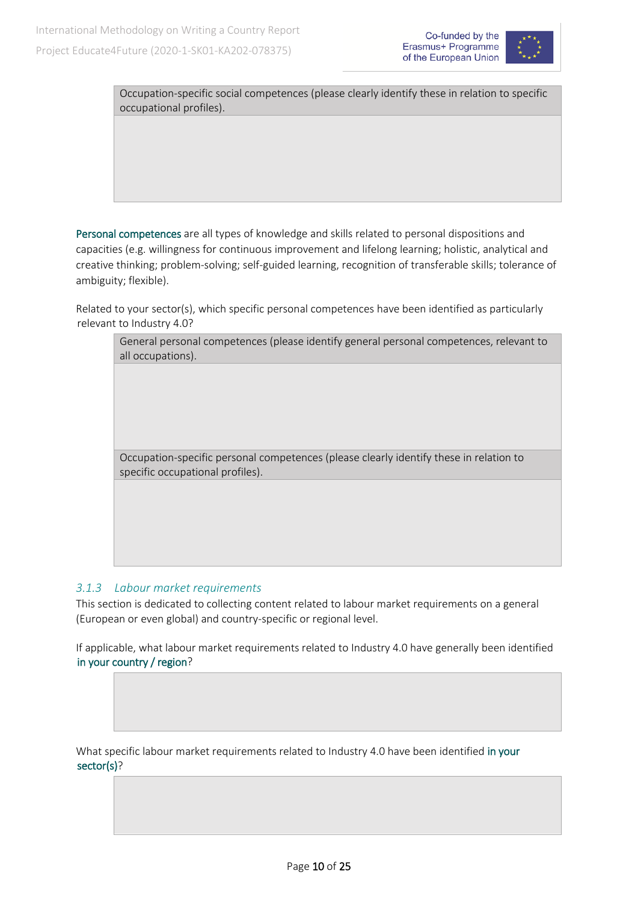| Occupation-specific social competences (please clearly identify these in relation to specific occupational profiles). |
|---|
| |

Personal competences are all types of knowledge and skills related to personal dispositions and capacities (e.g. willingness for continuous improvement and lifelong learning; holistic, analytical and creative thinking; problem-solving; self-guided learning, recognition of transferable skills; tolerance of ambiguity; flexible).

Related to your sector(s), which specific personal competences have been identified as particularly relevant to Industry 4.0?

| General personal competences (please identify general personal competences, relevant to all occupations). |
|---|
| |
| Occupation-specific personal competences (please clearly identify these in relation to specific occupational profiles). |
| |

### *3.1.3 Labour market requirements*

This section is dedicated to collecting content related to labour market requirements on a general (European or even global) and country-specific or regional level.

If applicable, what labour market requirements related to Industry 4.0 have generally been identified in your country / region?

| |
|---|
| |

What specific labour market requirements related to Industry 4.0 have been identified in your sector(s)?

| |
|---|
| |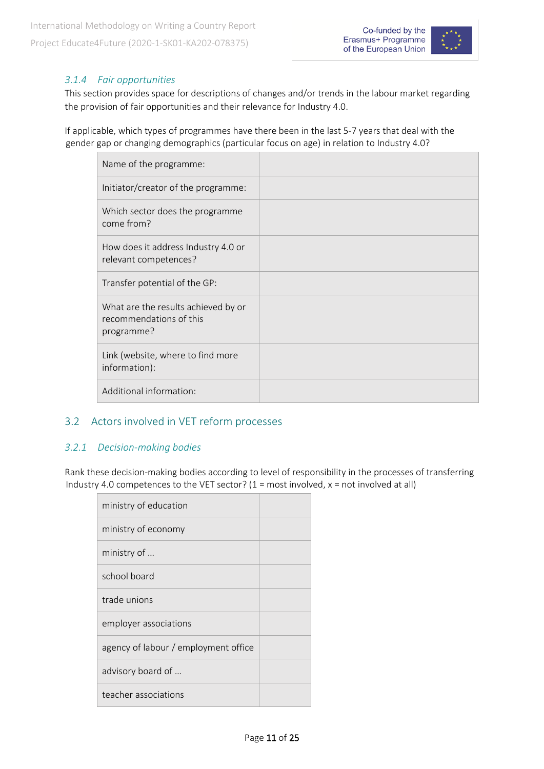### *3.1.4 Fair opportunities*

This section provides space for descriptions of changes and/or trends in the labour market regarding the provision of fair opportunities and their relevance for Industry 4.0.

If applicable, which types of programmes have there been in the last 5-7 years that deal with the gender gap or changing demographics (particular focus on age) in relation to Industry 4.0?

| | |
|---|---|
| Name of the programme: | |
| Initiator/creator of the programme: | |
| Which sector does the programme come from? | |
| How does it address Industry 4.0 or relevant competences? | |
| Transfer potential of the GP: | |
| What are the results achieved by or recommendations of this programme? | |
| Link (website, where to find more information): | |
| Additional information: | |

## 3.2 Actors involved in VET reform processes

### *3.2.1 Decision-making bodies*

Rank these decision-making bodies according to level of responsibility in the processes of transferring Industry 4.0 competences to the VET sector? (1 = most involved, x = not involved at all)

| | |
|---|---|
| ministry of education | |
| ministry of economy | |
| ministry of … | |
| school board | |
| trade unions | |
| employer associations | |
| agency of labour / employment office | |
| advisory board of … | |
| teacher associations | |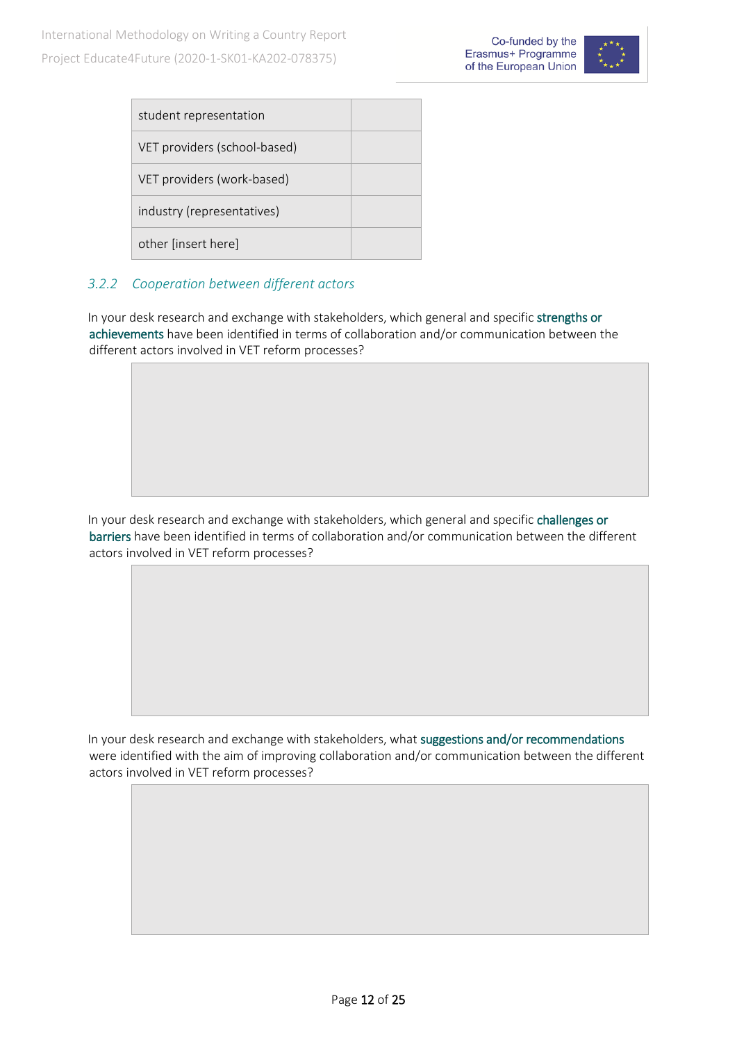| student representation | |
|---|---|
| VET providers (school-based) | |
| VET providers (work-based) | |
| industry (representatives) | |
| other [insert here] | |

### 3.2.2 Cooperation between different actors

In your desk research and exchange with stakeholders, which general and specific strengths or achievements have been identified in terms of collaboration and/or communication between the different actors involved in VET reform processes?

| |
|---|
| |

In your desk research and exchange with stakeholders, which general and specific challenges or barriers have been identified in terms of collaboration and/or communication between the different actors involved in VET reform processes?

| |
|---|
| |

In your desk research and exchange with stakeholders, what suggestions and/or recommendations were identified with the aim of improving collaboration and/or communication between the different actors involved in VET reform processes?

| |
|---|
| |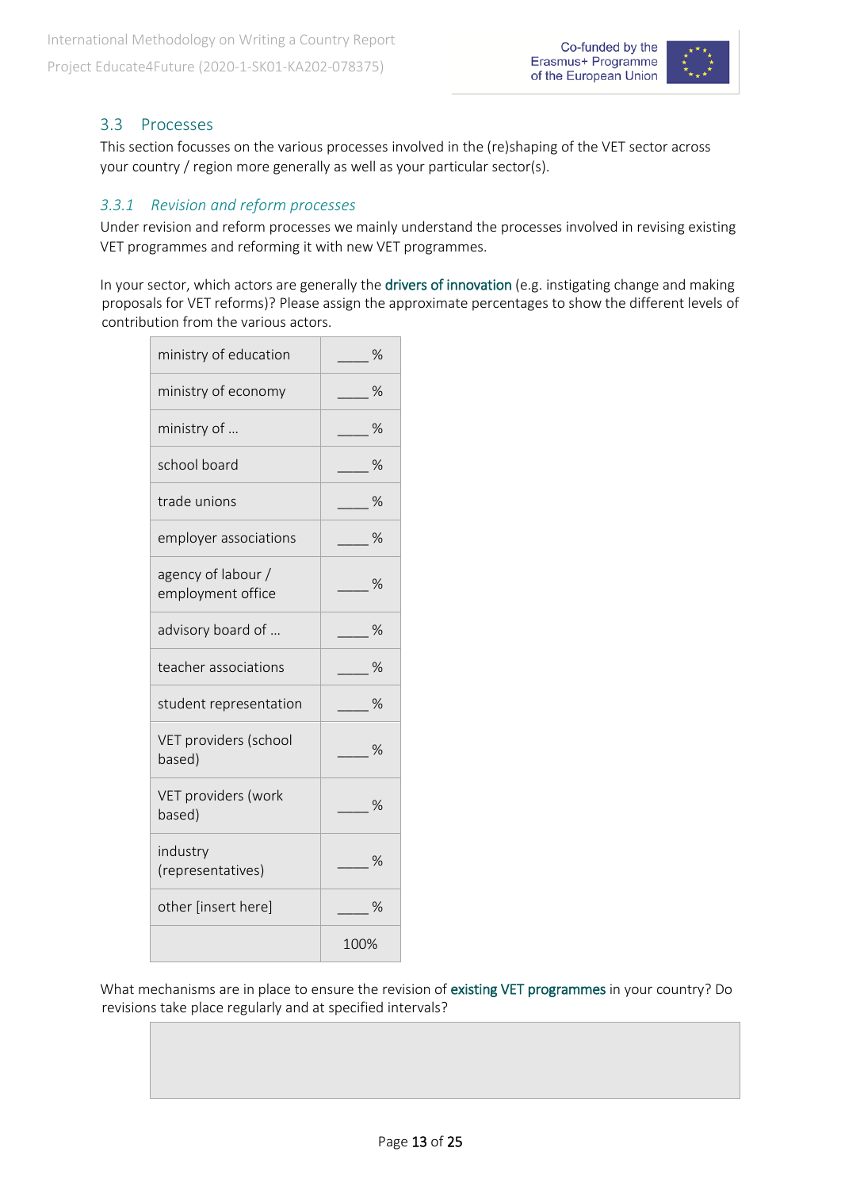## 3.3 Processes

This section focusses on the various processes involved in the (re)shaping of the VET sector across your country / region more generally as well as your particular sector(s).

### *3.3.1 Revision and reform processes*

Under revision and reform processes we mainly understand the processes involved in revising existing VET programmes and reforming it with new VET programmes.

In your sector, which actors are generally the drivers of innovation (e.g. instigating change and making proposals for VET reforms)? Please assign the approximate percentages to show the different levels of contribution from the various actors.

| | |
|---|---|
| ministry of education | ____ % |
| ministry of economy | ____ % |
| ministry of … | ____ % |
| school board | ____ % |
| trade unions | ____ % |
| employer associations | ____ % |
| agency of labour / employment office | ____ % |
| advisory board of … | ____ % |
| teacher associations | ____ % |
| student representation | ____ % |
| VET providers (school based) | ____ % |
| VET providers (work based) | ____ % |
| industry (representatives) | ____ % |
| other [insert here] | ____ % |
| | 100% |

What mechanisms are in place to ensure the revision of existing VET programmes in your country? Do revisions take place regularly and at specified intervals?

| |
|---|
| |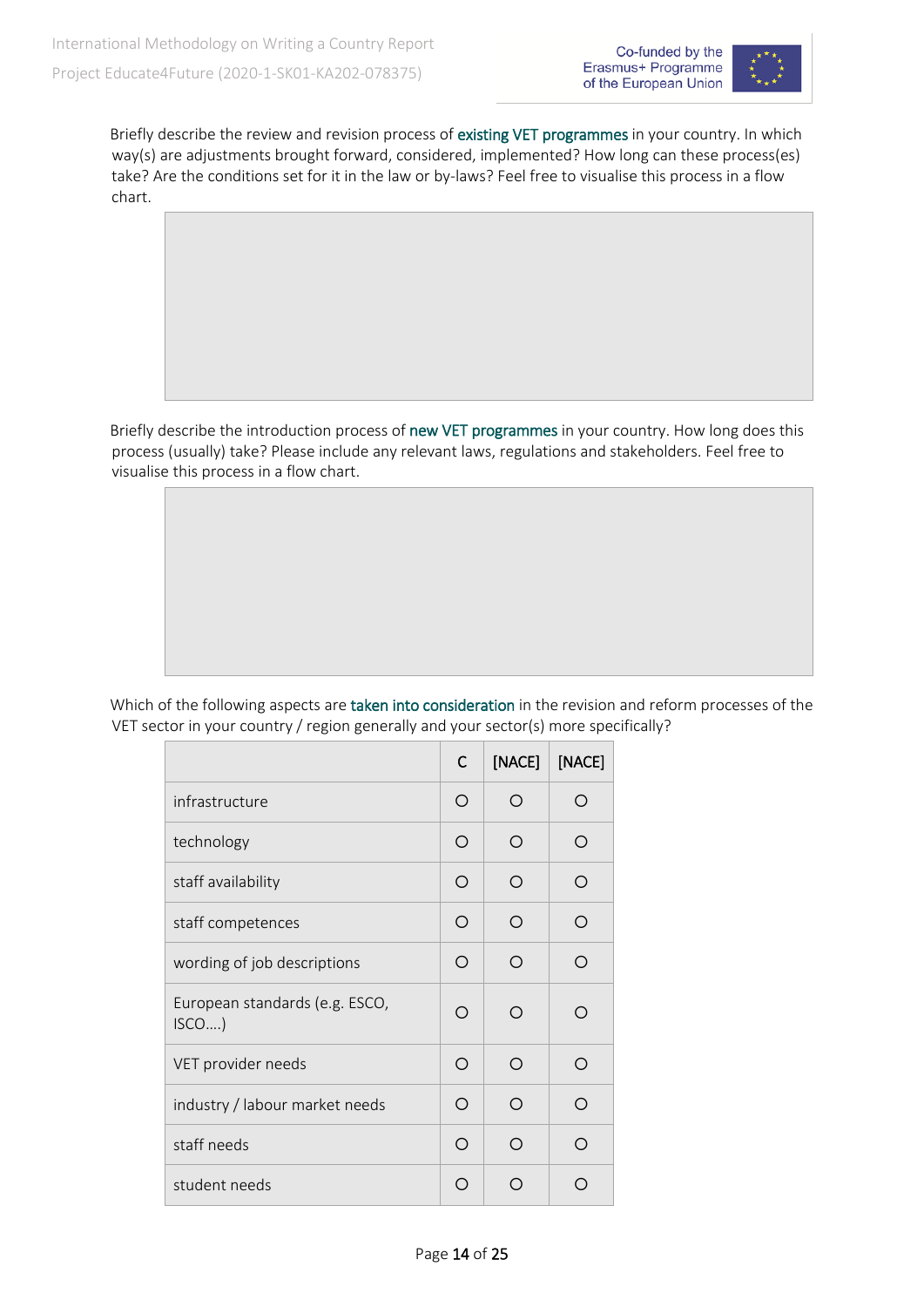Briefly describe the review and revision process of existing VET programmes in your country. In which way(s) are adjustments brought forward, considered, implemented? How long can these process(es) take? Are the conditions set for it in the law or by-laws? Feel free to visualise this process in a flow chart.

|   |
|---|
|   |

Briefly describe the introduction process of new VET programmes in your country. How long does this process (usually) take? Please include any relevant laws, regulations and stakeholders. Feel free to visualise this process in a flow chart.

|   |
|---|
|   |

Which of the following aspects are taken into consideration in the revision and reform processes of the VET sector in your country / region generally and your sector(s) more specifically?

| | C | [NACE] | [NACE] |
|---|---|---|---|
| infrastructure | ○ | ○ | ○ |
| technology | ○ | ○ | ○ |
| staff availability | ○ | ○ | ○ |
| staff competences | ○ | ○ | ○ |
| wording of job descriptions | ○ | ○ | ○ |
| European standards (e.g. ESCO, ISCO….) | ○ | ○ | ○ |
| VET provider needs | ○ | ○ | ○ |
| industry / labour market needs | ○ | ○ | ○ |
| staff needs | ○ | ○ | ○ |
| student needs | ○ | ○ | ○ |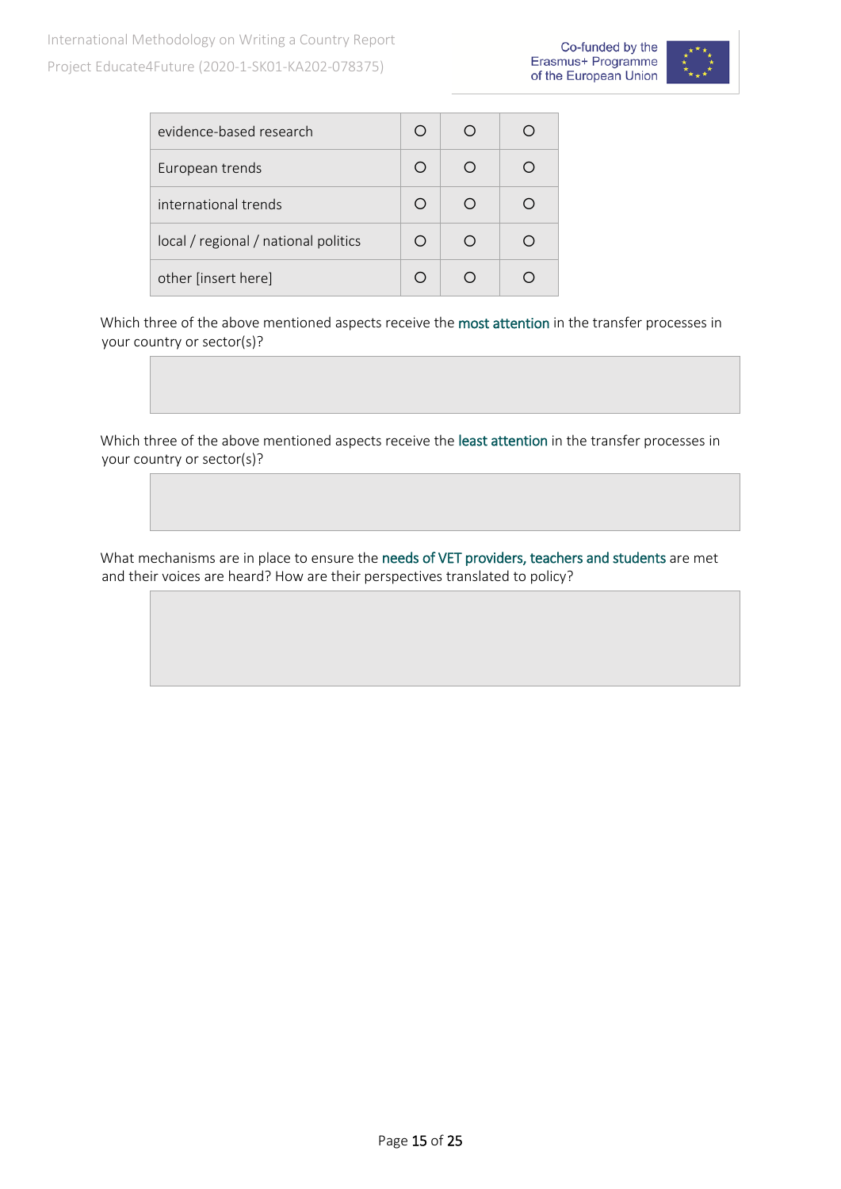| | | | |
|---|---|---|---|
| evidence-based research | ○ | ○ | ○ |
| European trends | ○ | ○ | ○ |
| international trends | ○ | ○ | ○ |
| local / regional / national politics | ○ | ○ | ○ |
| other [insert here] | ○ | ○ | ○ |

Which three of the above mentioned aspects receive the **most attention** in the transfer processes in your country or sector(s)?

| |
|---|
| |

Which three of the above mentioned aspects receive the **least attention** in the transfer processes in your country or sector(s)?

| |
|---|
| |

What mechanisms are in place to ensure the **needs of VET providers, teachers and students** are met and their voices are heard? How are their perspectives translated to policy?

| |
|---|
| |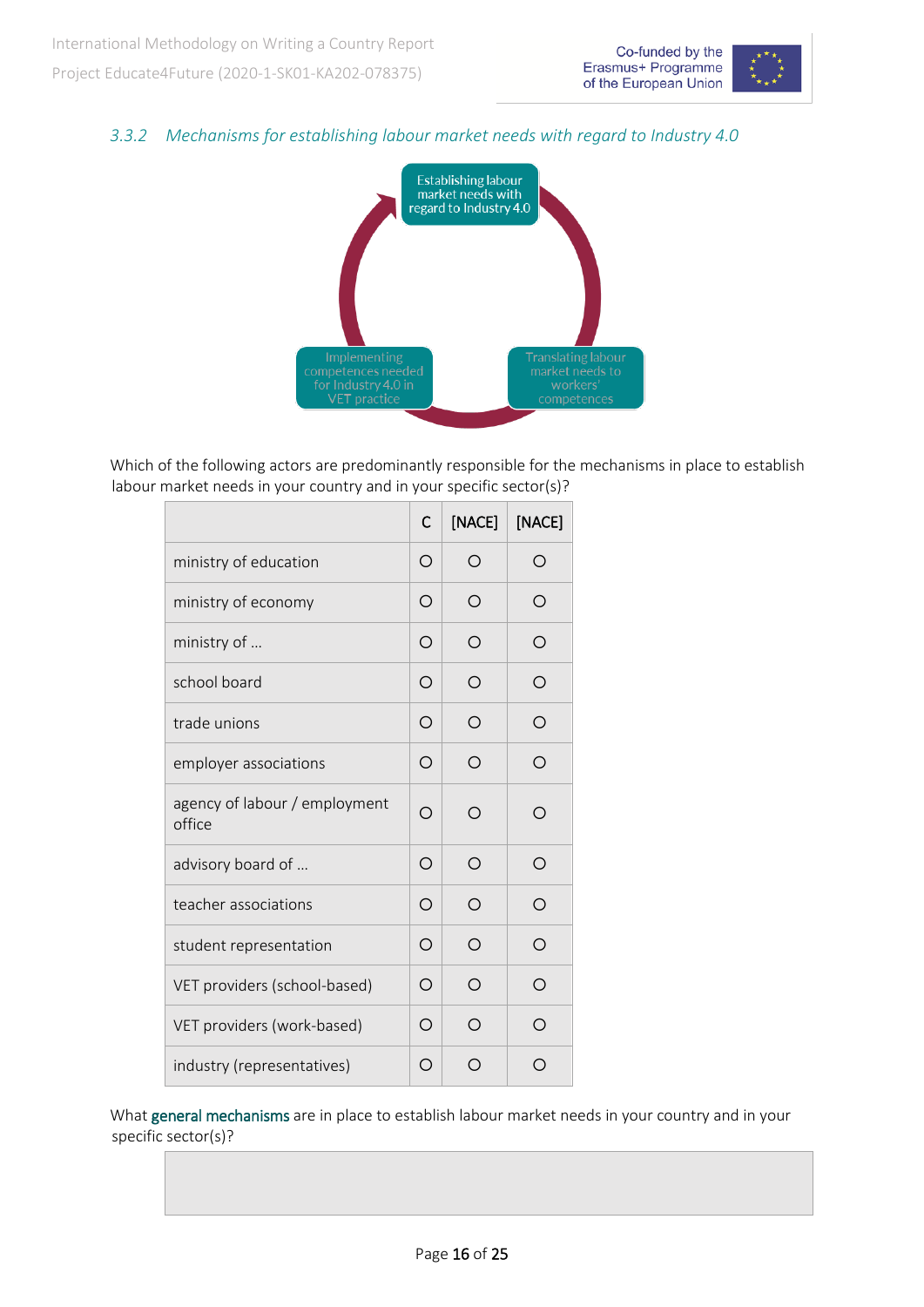### 3.3.2 Mechanisms for establishing labour market needs with regard to Industry 4.0

Establishing labour market needs with regard to Industry 4.0

Translating labour market needs to workers' competences

Implementing competences needed for Industry 4.0 in VET practice

Which of the following actors are predominantly responsible for the mechanisms in place to establish labour market needs in your country and in your specific sector(s)?

| | C | [NACE] | [NACE] |
|---|---|---|---|
| ministry of education | ○ | ○ | ○ |
| ministry of economy | ○ | ○ | ○ |
| ministry of … | ○ | ○ | ○ |
| school board | ○ | ○ | ○ |
| trade unions | ○ | ○ | ○ |
| employer associations | ○ | ○ | ○ |
| agency of labour / employment office | ○ | ○ | ○ |
| advisory board of … | ○ | ○ | ○ |
| teacher associations | ○ | ○ | ○ |
| student representation | ○ | ○ | ○ |
| VET providers (school-based) | ○ | ○ | ○ |
| VET providers (work-based) | ○ | ○ | ○ |
| industry (representatives) | ○ | ○ | ○ |

What general mechanisms are in place to establish labour market needs in your country and in your specific sector(s)?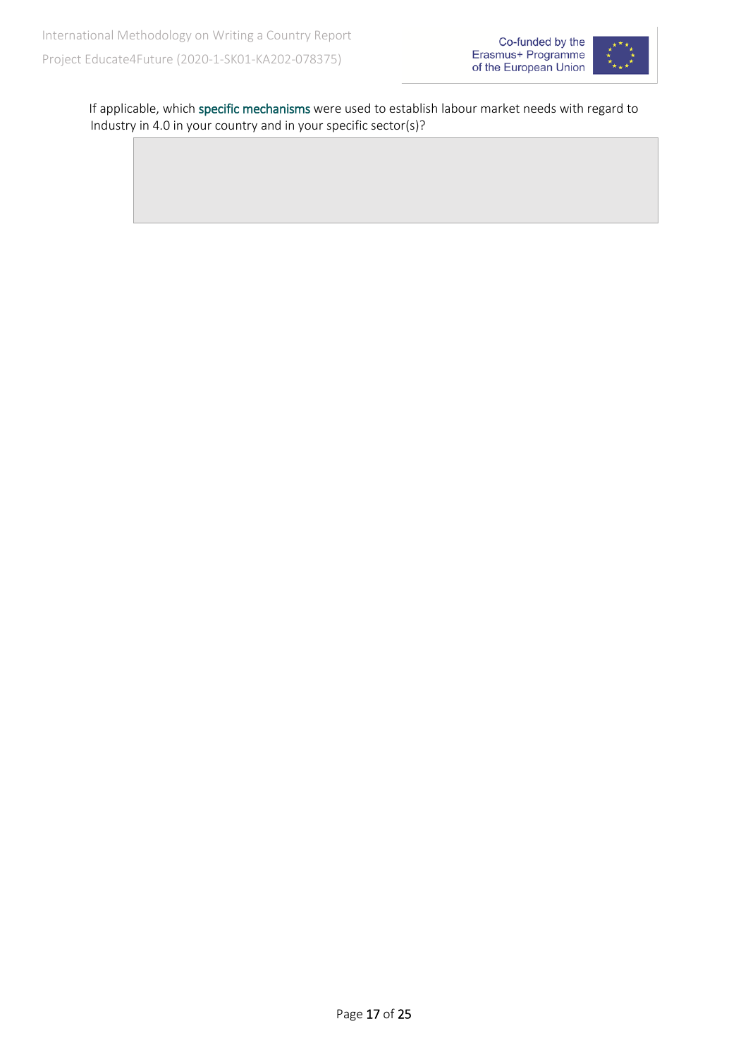If applicable, which specific mechanisms were used to establish labour market needs with regard to Industry in 4.0 in your country and in your specific sector(s)?

| |
|---|
| |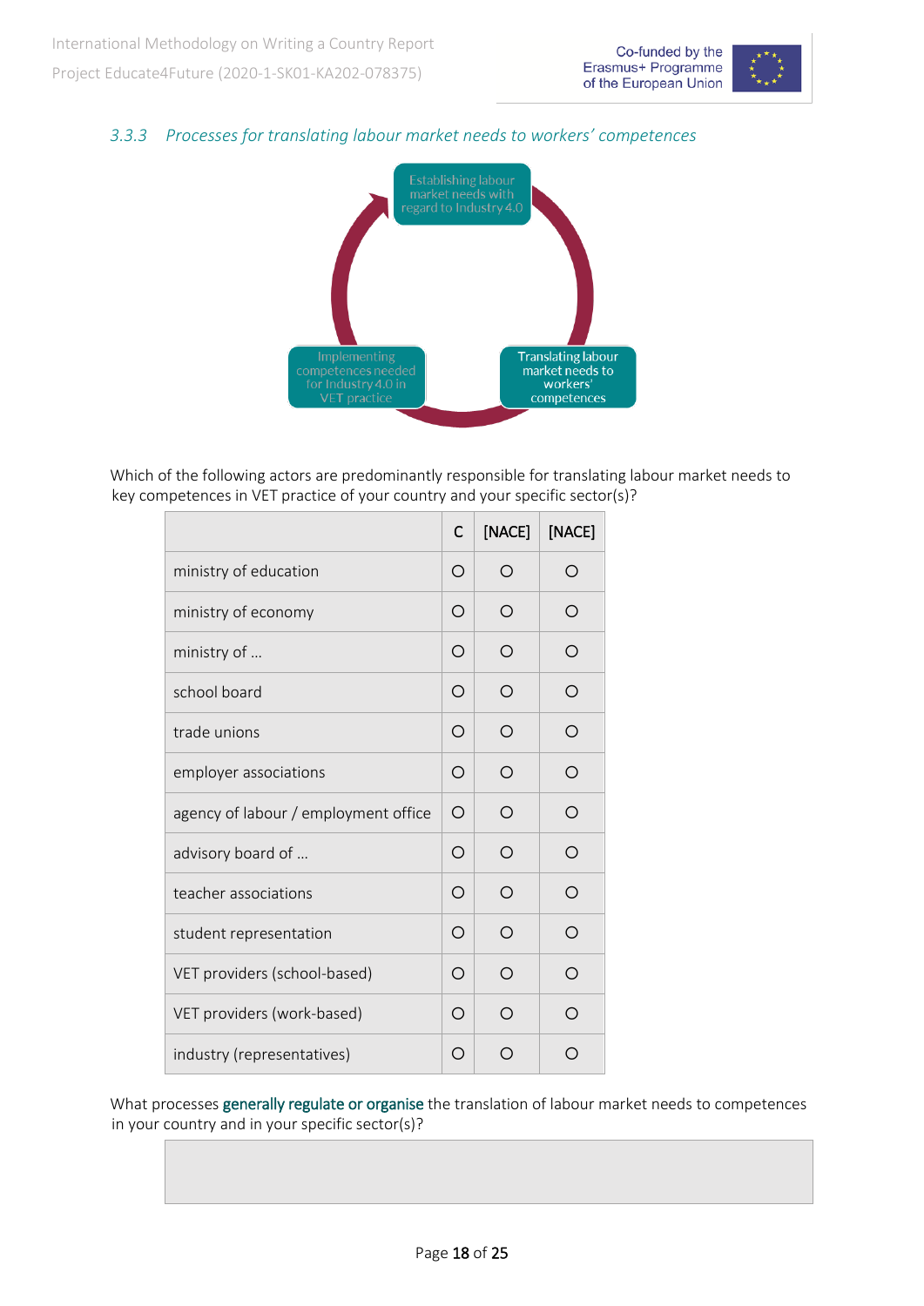### 3.3.3 Processes for translating labour market needs to workers' competences

Establishing labour market needs with regard to Industry 4.0

Translating labour market needs to workers' competences

Implementing competences needed for Industry 4.0 in VET practice

Which of the following actors are predominantly responsible for translating labour market needs to key competences in VET practice of your country and your specific sector(s)?

| | C | [NACE] | [NACE] |
|---|---|---|---|
| ministry of education | ○ | ○ | ○ |
| ministry of economy | ○ | ○ | ○ |
| ministry of … | ○ | ○ | ○ |
| school board | ○ | ○ | ○ |
| trade unions | ○ | ○ | ○ |
| employer associations | ○ | ○ | ○ |
| agency of labour / employment office | ○ | ○ | ○ |
| advisory board of … | ○ | ○ | ○ |
| teacher associations | ○ | ○ | ○ |
| student representation | ○ | ○ | ○ |
| VET providers (school-based) | ○ | ○ | ○ |
| VET providers (work-based) | ○ | ○ | ○ |
| industry (representatives) | ○ | ○ | ○ |

What processes **generally regulate or organise** the translation of labour market needs to competences in your country and in your specific sector(s)?

| |
|---|
| |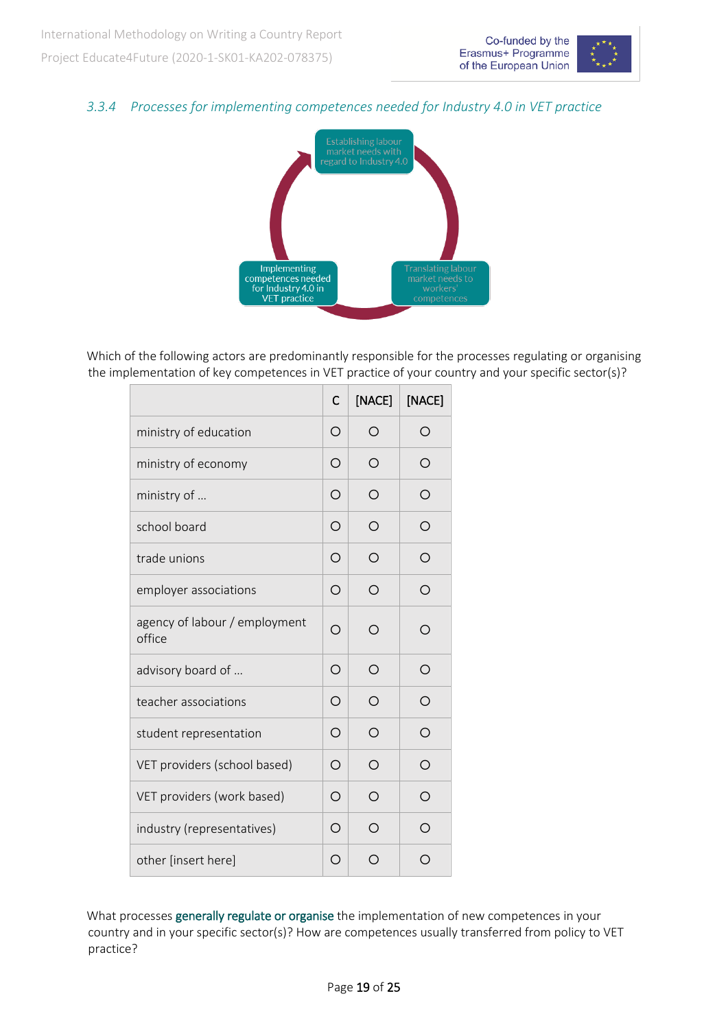### 3.3.4 Processes for implementing competences needed for Industry 4.0 in VET practice

Establishing labour market needs with regard to Industry 4.0

Translating labour market needs to workers' competences

Implementing competences needed for Industry 4.0 in VET practice

Which of the following actors are predominantly responsible for the processes regulating or organising the implementation of key competences in VET practice of your country and your specific sector(s)?

| | C | [NACE] | [NACE] |
|---|---|---|---|
| ministry of education | ○ | ○ | ○ |
| ministry of economy | ○ | ○ | ○ |
| ministry of … | ○ | ○ | ○ |
| school board | ○ | ○ | ○ |
| trade unions | ○ | ○ | ○ |
| employer associations | ○ | ○ | ○ |
| agency of labour / employment office | ○ | ○ | ○ |
| advisory board of … | ○ | ○ | ○ |
| teacher associations | ○ | ○ | ○ |
| student representation | ○ | ○ | ○ |
| VET providers (school based) | ○ | ○ | ○ |
| VET providers (work based) | ○ | ○ | ○ |
| industry (representatives) | ○ | ○ | ○ |
| other [insert here] | ○ | ○ | ○ |

What processes generally regulate or organise the implementation of new competences in your country and in your specific sector(s)? How are competences usually transferred from policy to VET practice?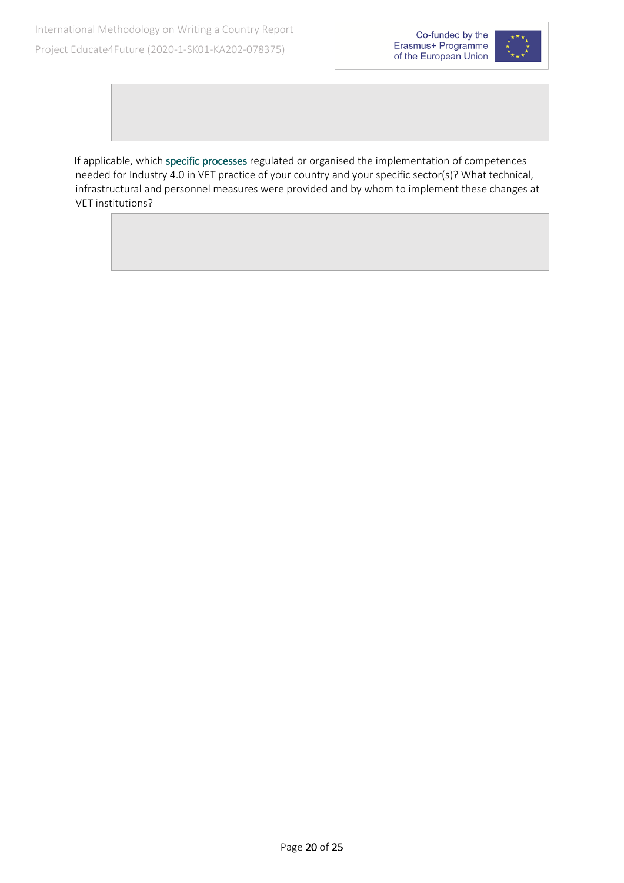If applicable, which **specific processes** regulated or organised the implementation of competences needed for Industry 4.0 in VET practice of your country and your specific sector(s)? What technical, infrastructural and personnel measures were provided and by whom to implement these changes at VET institutions?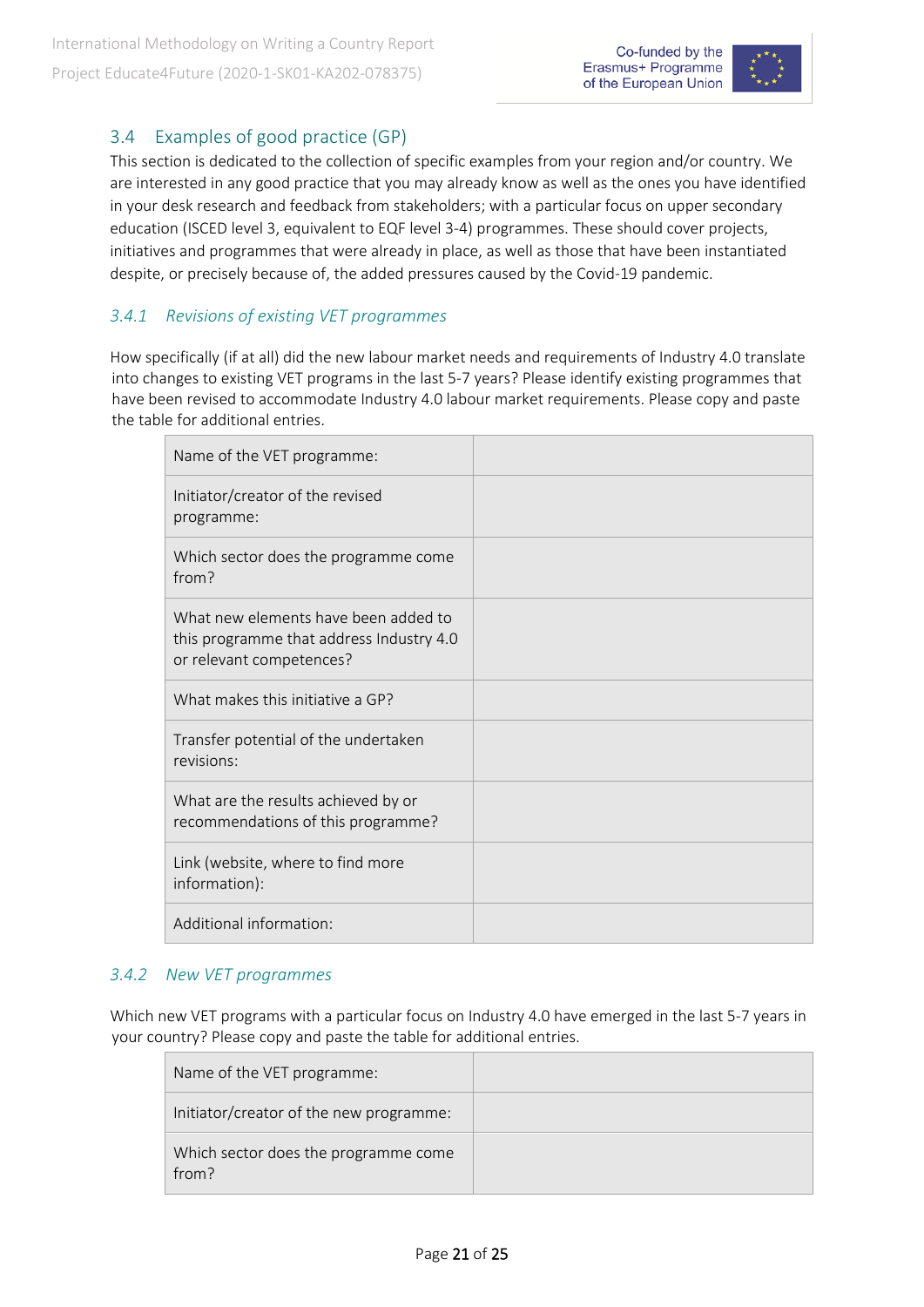## 3.4 Examples of good practice (GP)

This section is dedicated to the collection of specific examples from your region and/or country. We are interested in any good practice that you may already know as well as the ones you have identified in your desk research and feedback from stakeholders; with a particular focus on upper secondary education (ISCED level 3, equivalent to EQF level 3-4) programmes. These should cover projects, initiatives and programmes that were already in place, as well as those that have been instantiated despite, or precisely because of, the added pressures caused by the Covid-19 pandemic.

### *3.4.1 Revisions of existing VET programmes*

How specifically (if at all) did the new labour market needs and requirements of Industry 4.0 translate into changes to existing VET programs in the last 5-7 years? Please identify existing programmes that have been revised to accommodate Industry 4.0 labour market requirements. Please copy and paste the table for additional entries.

| | |
|---|---|
| Name of the VET programme: | |
| Initiator/creator of the revised programme: | |
| Which sector does the programme come from? | |
| What new elements have been added to this programme that address Industry 4.0 or relevant competences? | |
| What makes this initiative a GP? | |
| Transfer potential of the undertaken revisions: | |
| What are the results achieved by or recommendations of this programme? | |
| Link (website, where to find more information): | |
| Additional information: | |

### *3.4.2 New VET programmes*

Which new VET programs with a particular focus on Industry 4.0 have emerged in the last 5-7 years in your country? Please copy and paste the table for additional entries.

| | |
|---|---|
| Name of the VET programme: | |
| Initiator/creator of the new programme: | |
| Which sector does the programme come from? | |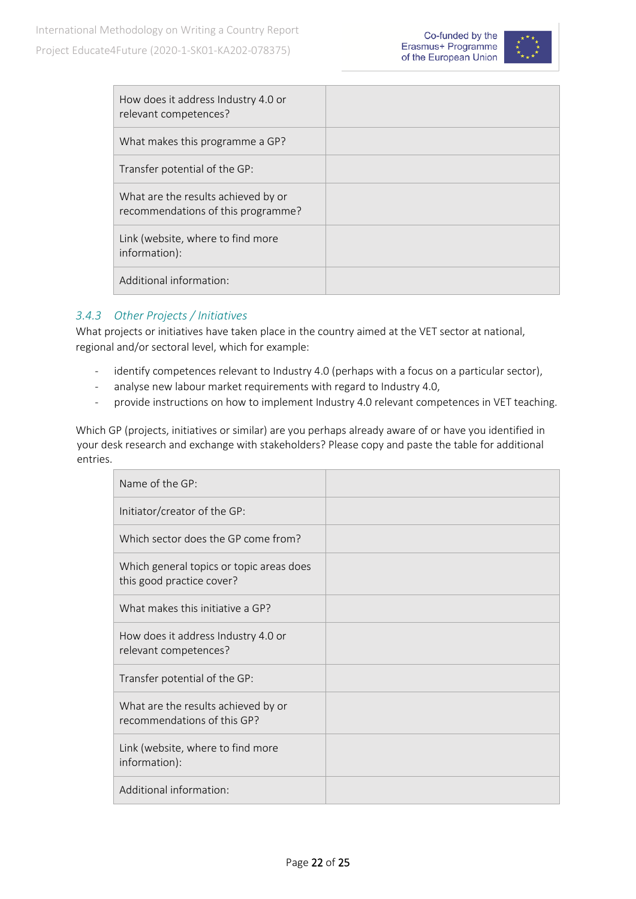| | |
|---|---|
| How does it address Industry 4.0 or relevant competences? | |
| What makes this programme a GP? | |
| Transfer potential of the GP: | |
| What are the results achieved by or recommendations of this programme? | |
| Link (website, where to find more information): | |
| Additional information: | |

### *3.4.3 Other Projects / Initiatives*

What projects or initiatives have taken place in the country aimed at the VET sector at national, regional and/or sectoral level, which for example:

- identify competences relevant to Industry 4.0 (perhaps with a focus on a particular sector),
- analyse new labour market requirements with regard to Industry 4.0,
- provide instructions on how to implement Industry 4.0 relevant competences in VET teaching.

Which GP (projects, initiatives or similar) are you perhaps already aware of or have you identified in your desk research and exchange with stakeholders? Please copy and paste the table for additional entries.

| | |
|---|---|
| Name of the GP: | |
| Initiator/creator of the GP: | |
| Which sector does the GP come from? | |
| Which general topics or topic areas does this good practice cover? | |
| What makes this initiative a GP? | |
| How does it address Industry 4.0 or relevant competences? | |
| Transfer potential of the GP: | |
| What are the results achieved by or recommendations of this GP? | |
| Link (website, where to find more information): | |
| Additional information: | |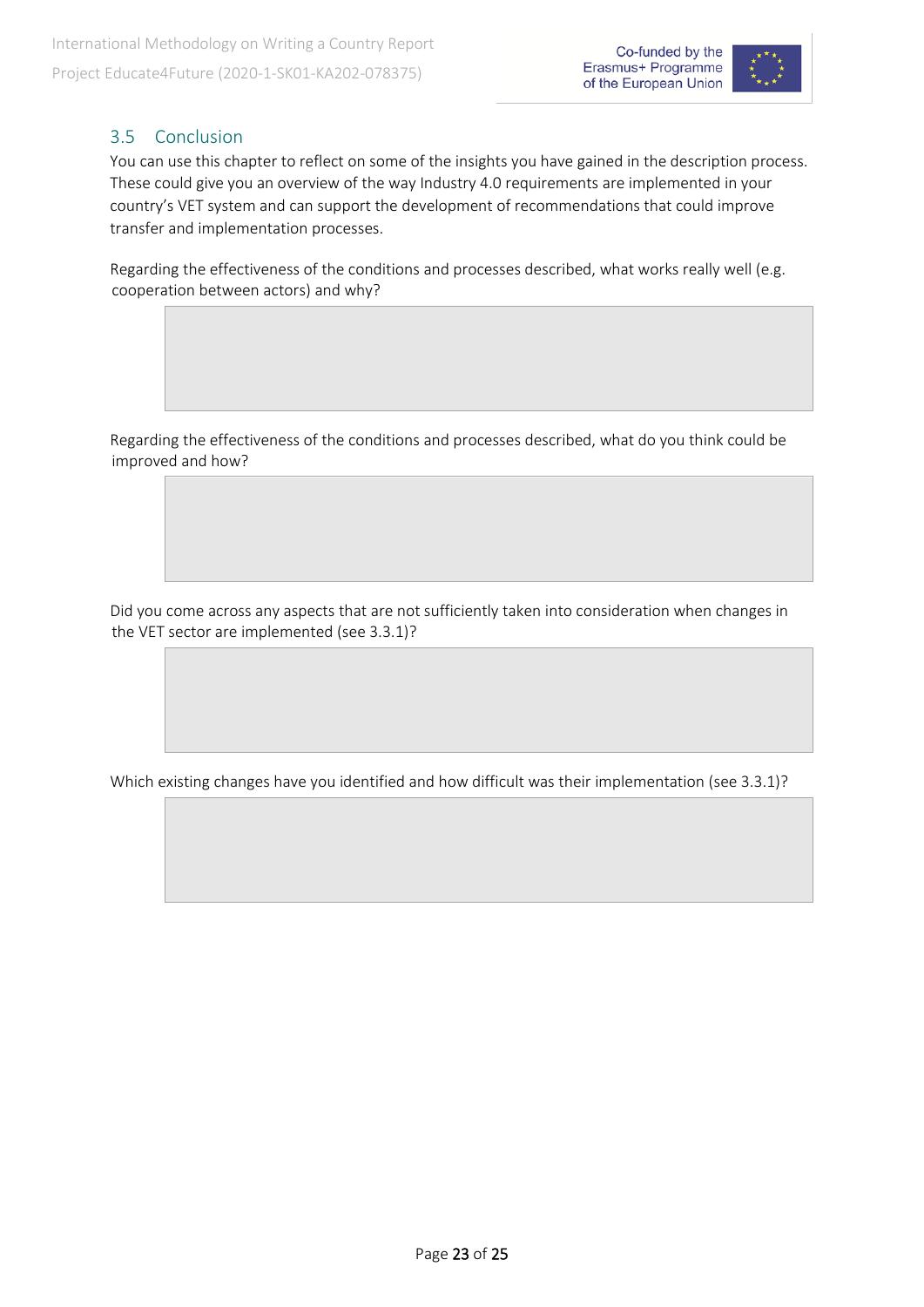## 3.5 Conclusion

You can use this chapter to reflect on some of the insights you have gained in the description process. These could give you an overview of the way Industry 4.0 requirements are implemented in your country's VET system and can support the development of recommendations that could improve transfer and implementation processes.

Regarding the effectiveness of the conditions and processes described, what works really well (e.g. cooperation between actors) and why?

Regarding the effectiveness of the conditions and processes described, what do you think could be improved and how?

Did you come across any aspects that are not sufficiently taken into consideration when changes in the VET sector are implemented (see 3.3.1)?

Which existing changes have you identified and how difficult was their implementation (see 3.3.1)?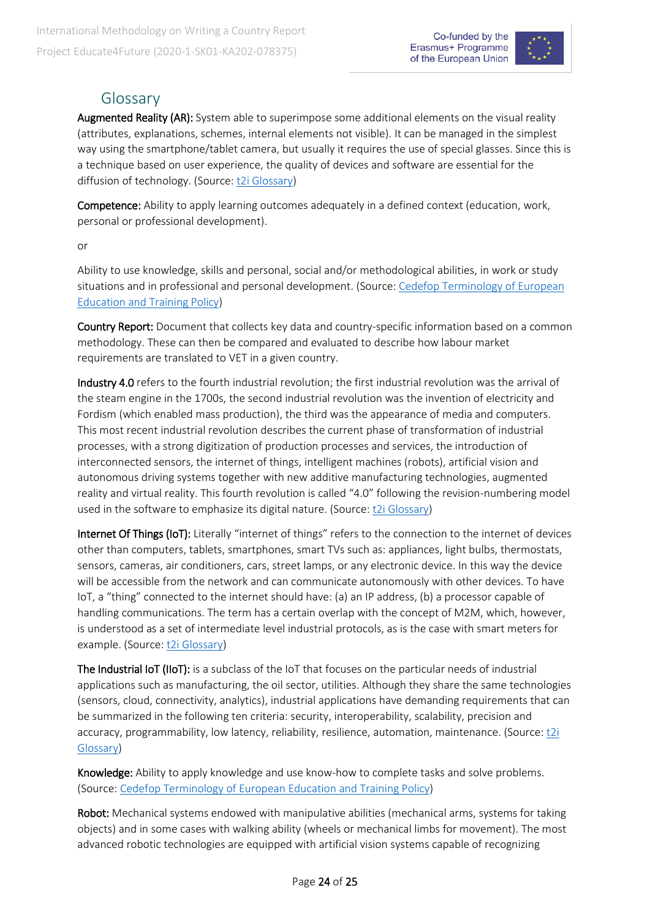## Glossary

**Augmented Reality (AR):** System able to superimpose some additional elements on the visual reality (attributes, explanations, schemes, internal elements not visible). It can be managed in the simplest way using the smartphone/tablet camera, but usually it requires the use of special glasses. Since this is a technique based on user experience, the quality of devices and software are essential for the diffusion of technology. (Source: t2i Glossary)

**Competence:** Ability to apply learning outcomes adequately in a defined context (education, work, personal or professional development).

or

Ability to use knowledge, skills and personal, social and/or methodological abilities, in work or study situations and in professional and personal development. (Source: Cedefop Terminology of European Education and Training Policy)

**Country Report:** Document that collects key data and country-specific information based on a common methodology. These can then be compared and evaluated to describe how labour market requirements are translated to VET in a given country.

**Industry 4.0** refers to the fourth industrial revolution; the first industrial revolution was the arrival of the steam engine in the 1700s, the second industrial revolution was the invention of electricity and Fordism (which enabled mass production), the third was the appearance of media and computers. This most recent industrial revolution describes the current phase of transformation of industrial processes, with a strong digitization of production processes and services, the introduction of interconnected sensors, the internet of things, intelligent machines (robots), artificial vision and autonomous driving systems together with new additive manufacturing technologies, augmented reality and virtual reality. This fourth revolution is called "4.0" following the revision-numbering model used in the software to emphasize its digital nature. (Source: t2i Glossary)

**Internet Of Things (IoT):** Literally "internet of things" refers to the connection to the internet of devices other than computers, tablets, smartphones, smart TVs such as: appliances, light bulbs, thermostats, sensors, cameras, air conditioners, cars, street lamps, or any electronic device. In this way the device will be accessible from the network and can communicate autonomously with other devices. To have IoT, a "thing" connected to the internet should have: (a) an IP address, (b) a processor capable of handling communications. The term has a certain overlap with the concept of M2M, which, however, is understood as a set of intermediate level industrial protocols, as is the case with smart meters for example. (Source: t2i Glossary)

**The Industrial IoT (IIoT):** is a subclass of the IoT that focuses on the particular needs of industrial applications such as manufacturing, the oil sector, utilities. Although they share the same technologies (sensors, cloud, connectivity, analytics), industrial applications have demanding requirements that can be summarized in the following ten criteria: security, interoperability, scalability, precision and accuracy, programmability, low latency, reliability, resilience, automation, maintenance. (Source: t2i Glossary)

**Knowledge:** Ability to apply knowledge and use know-how to complete tasks and solve problems. (Source: Cedefop Terminology of European Education and Training Policy)

**Robot:** Mechanical systems endowed with manipulative abilities (mechanical arms, systems for taking objects) and in some cases with walking ability (wheels or mechanical limbs for movement). The most advanced robotic technologies are equipped with artificial vision systems capable of recognizing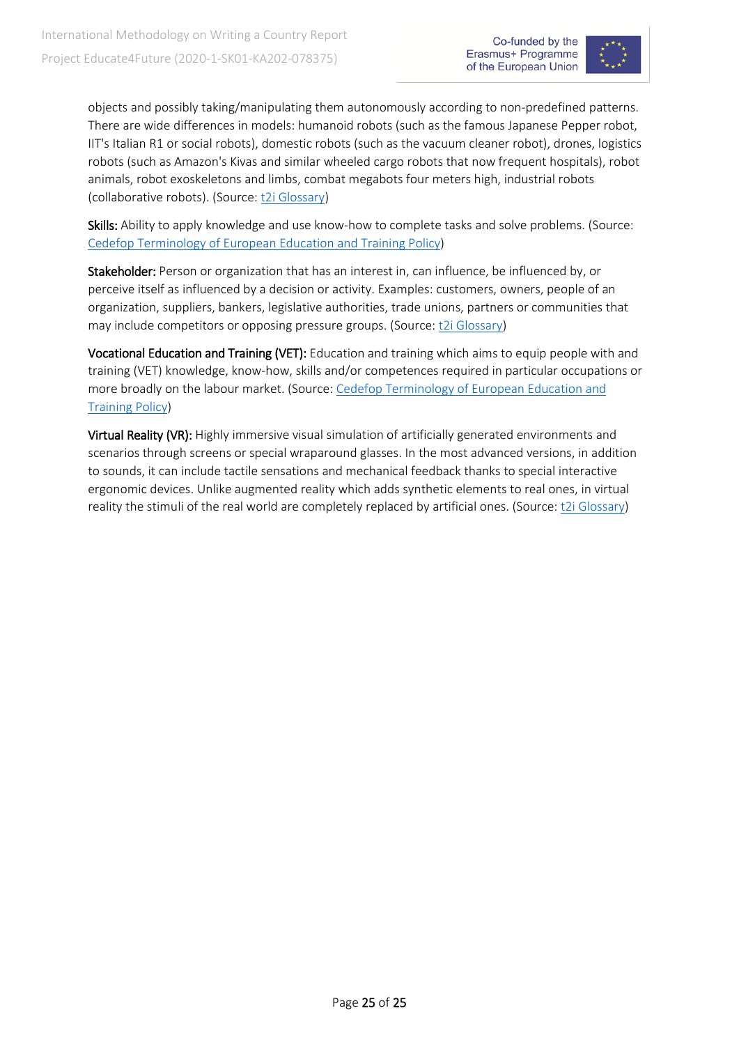objects and possibly taking/manipulating them autonomously according to non-predefined patterns. There are wide differences in models: humanoid robots (such as the famous Japanese Pepper robot, IIT's Italian R1 or social robots), domestic robots (such as the vacuum cleaner robot), drones, logistics robots (such as Amazon's Kivas and similar wheeled cargo robots that now frequent hospitals), robot animals, robot exoskeletons and limbs, combat megabots four meters high, industrial robots (collaborative robots). (Source: t2i Glossary)

**Skills:** Ability to apply knowledge and use know-how to complete tasks and solve problems. (Source: Cedefop Terminology of European Education and Training Policy)

**Stakeholder:** Person or organization that has an interest in, can influence, be influenced by, or perceive itself as influenced by a decision or activity. Examples: customers, owners, people of an organization, suppliers, bankers, legislative authorities, trade unions, partners or communities that may include competitors or opposing pressure groups. (Source: t2i Glossary)

**Vocational Education and Training (VET):** Education and training which aims to equip people with and training (VET) knowledge, know-how, skills and/or competences required in particular occupations or more broadly on the labour market. (Source: Cedefop Terminology of European Education and Training Policy)

**Virtual Reality (VR):** Highly immersive visual simulation of artificially generated environments and scenarios through screens or special wraparound glasses. In the most advanced versions, in addition to sounds, it can include tactile sensations and mechanical feedback thanks to special interactive ergonomic devices. Unlike augmented reality which adds synthetic elements to real ones, in virtual reality the stimuli of the real world are completely replaced by artificial ones. (Source: t2i Glossary)